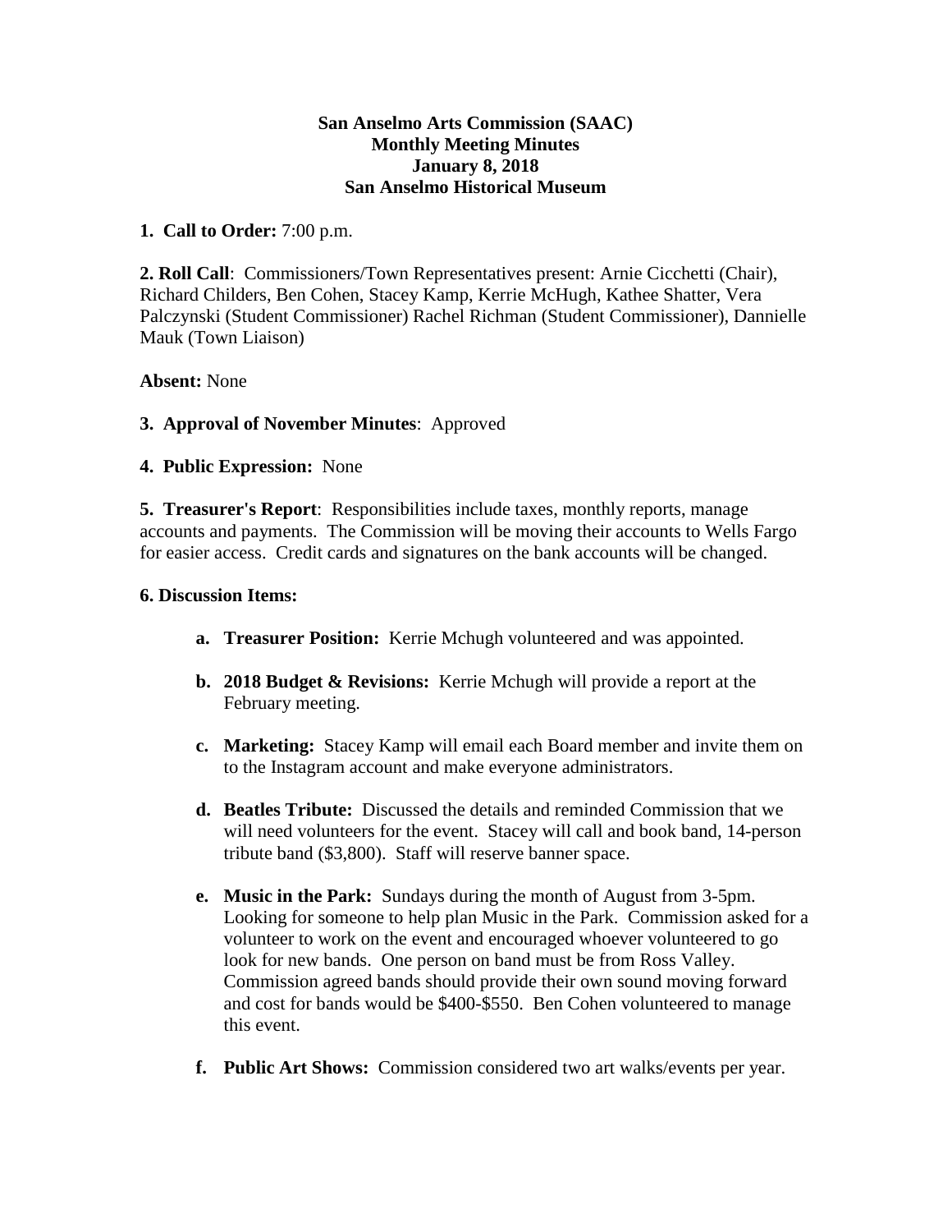**San Anselmo Arts Commission (SAAC)**
**Monthly Meeting Minutes**
**January 8, 2018**
**San Anselmo Historical Museum**

**1. Call to Order:** 7:00 p.m.

**2. Roll Call**: Commissioners/Town Representatives present: Arnie Cicchetti (Chair), Richard Childers, Ben Cohen, Stacey Kamp, Kerrie McHugh, Kathee Shatter, Vera Palczynski (Student Commissioner) Rachel Richman (Student Commissioner), Dannielle Mauk (Town Liaison)

**Absent:** None

**3. Approval of November Minutes**: Approved

**4. Public Expression:** None

**5. Treasurer's Report**: Responsibilities include taxes, monthly reports, manage accounts and payments. The Commission will be moving their accounts to Wells Fargo for easier access. Credit cards and signatures on the bank accounts will be changed.

**6. Discussion Items:**

- **a. Treasurer Position:** Kerrie Mchugh volunteered and was appointed.
- **b. 2018 Budget & Revisions:** Kerrie Mchugh will provide a report at the February meeting.
- **c. Marketing:** Stacey Kamp will email each Board member and invite them on to the Instagram account and make everyone administrators.
- **d. Beatles Tribute:** Discussed the details and reminded Commission that we will need volunteers for the event. Stacey will call and book band, 14-person tribute band ($3,800). Staff will reserve banner space.
- **e. Music in the Park:** Sundays during the month of August from 3-5pm. Looking for someone to help plan Music in the Park. Commission asked for a volunteer to work on the event and encouraged whoever volunteered to go look for new bands. One person on band must be from Ross Valley. Commission agreed bands should provide their own sound moving forward and cost for bands would be $400-$550. Ben Cohen volunteered to manage this event.
- **f. Public Art Shows:** Commission considered two art walks/events per year.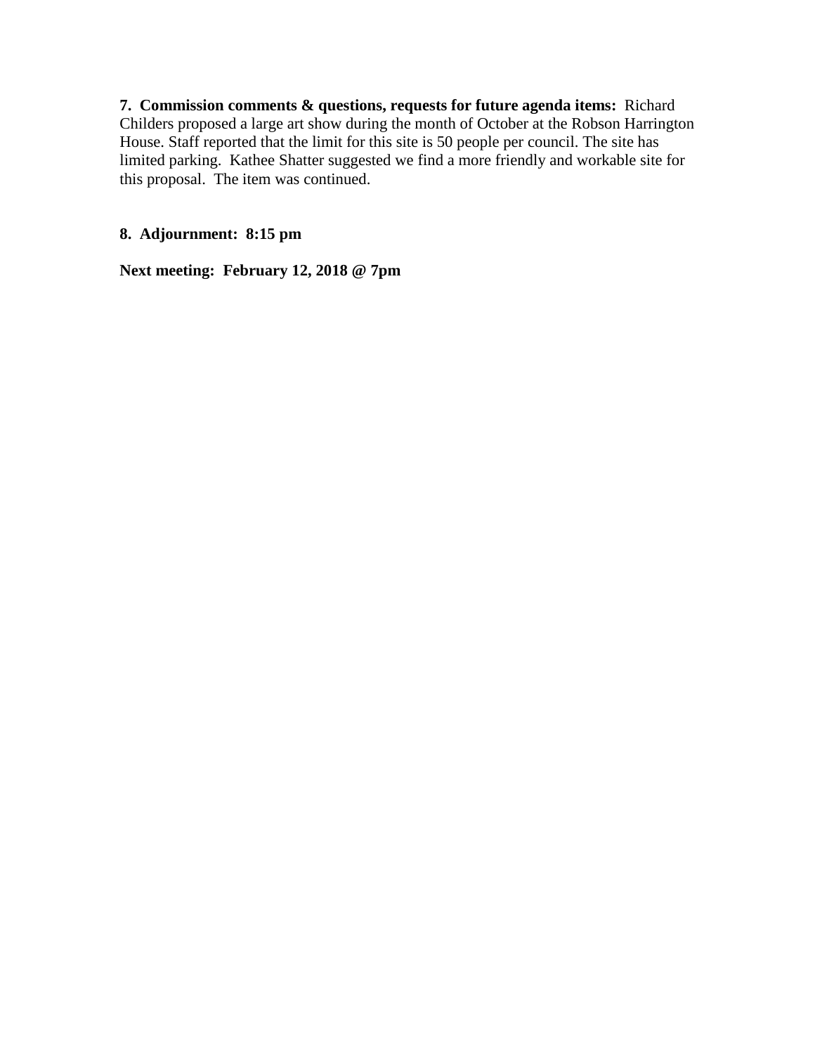**7. Commission comments & questions, requests for future agenda items:** Richard Childers proposed a large art show during the month of October at the Robson Harrington House. Staff reported that the limit for this site is 50 people per council. The site has limited parking. Kathee Shatter suggested we find a more friendly and workable site for this proposal. The item was continued.

**8. Adjournment: 8:15 pm**

**Next meeting: February 12, 2018 @ 7pm**